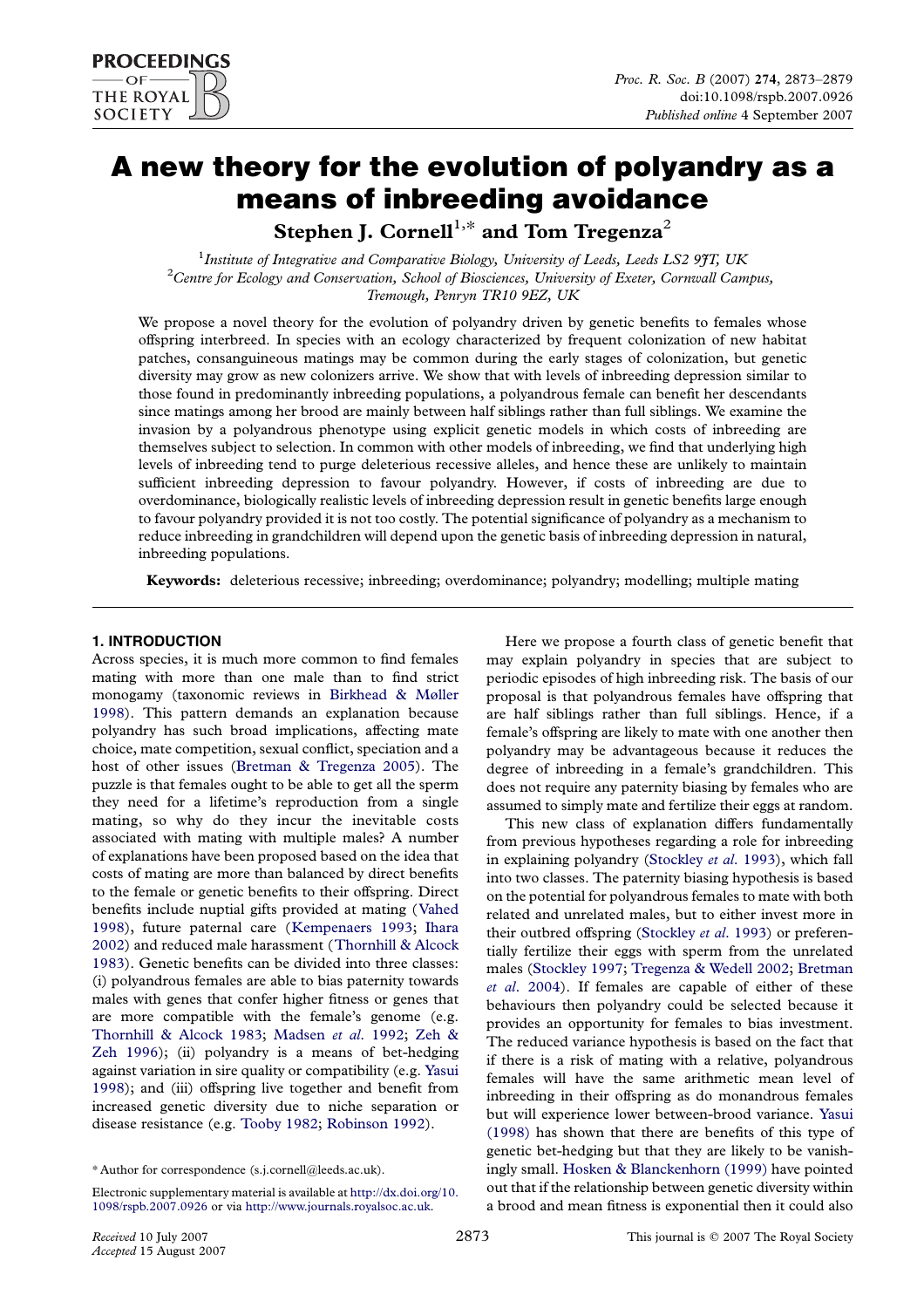# A new theory for the evolution of polyandry as a means of inbreeding avoidance

**Stephen J. Cornell[1,*] and Tom Tregenza[2]**

[1] *Institute of Integrative and Comparative Biology, University of Leeds, Leeds LS2 9JT, UK*
[2] *Centre for Ecology and Conservation, School of Biosciences, University of Exeter, Cornwall Campus, Tremough, Penryn TR10 9EZ, UK*

We propose a novel theory for the evolution of polyandry driven by genetic benefits to females whose offspring interbreed. In species with an ecology characterized by frequent colonization of new habitat patches, consanguineous matings may be common during the early stages of colonization, but genetic diversity may grow as new colonizers arrive. We show that with levels of inbreeding depression similar to those found in predominantly inbreeding populations, a polyandrous female can benefit her descendants since matings among her brood are mainly between half siblings rather than full siblings. We examine the invasion by a polyandrous phenotype using explicit genetic models in which costs of inbreeding are themselves subject to selection. In common with other models of inbreeding, we find that underlying high levels of inbreeding tend to purge deleterious recessive alleles, and hence these are unlikely to maintain sufficient inbreeding depression to favour polyandry. However, if costs of inbreeding are due to overdominance, biologically realistic levels of inbreeding depression result in genetic benefits large enough to favour polyandry provided it is not too costly. The potential significance of polyandry as a mechanism to reduce inbreeding in grandchildren will depend upon the genetic basis of inbreeding depression in natural, inbreeding populations.

**Keywords:** deleterious recessive; inbreeding; overdominance; polyandry; modelling; multiple mating

## 1. INTRODUCTION

Across species, it is much more common to find females mating with more than one male than to find strict monogamy (taxonomic reviews in Birkhead & Møller 1998). This pattern demands an explanation because polyandry has such broad implications, affecting mate choice, mate competition, sexual conflict, speciation and a host of other issues (Bretman & Tregenza 2005). The puzzle is that females ought to be able to get all the sperm they need for a lifetime's reproduction from a single mating, so why do they incur the inevitable costs associated with mating with multiple males? A number of explanations have been proposed based on the idea that costs of mating are more than balanced by direct benefits to the female or genetic benefits to their offspring. Direct benefits include nuptial gifts provided at mating (Vahed 1998), future paternal care (Kempenaers 1993; Ihara 2002) and reduced male harassment (Thornhill & Alcock 1983). Genetic benefits can be divided into three classes: (i) polyandrous females are able to bias paternity towards males with genes that confer higher fitness or genes that are more compatible with the female's genome (e.g. Thornhill & Alcock 1983; Madsen *et al.* 1992; Zeh & Zeh 1996); (ii) polyandry is a means of bet-hedging against variation in sire quality or compatibility (e.g. Yasui 1998); and (iii) offspring live together and benefit from increased genetic diversity due to niche separation or disease resistance (e.g. Tooby 1982; Robinson 1992).

Here we propose a fourth class of genetic benefit that may explain polyandry in species that are subject to periodic episodes of high inbreeding risk. The basis of our proposal is that polyandrous females have offspring that are half siblings rather than full siblings. Hence, if a female's offspring are likely to mate with one another then polyandry may be advantageous because it reduces the degree of inbreeding in a female's grandchildren. This does not require any paternity biasing by females who are assumed to simply mate and fertilize their eggs at random.

This new class of explanation differs fundamentally from previous hypotheses regarding a role for inbreeding in explaining polyandry (Stockley *et al.* 1993), which fall into two classes. The paternity biasing hypothesis is based on the potential for polyandrous females to mate with both related and unrelated males, but to either invest more in their outbred offspring (Stockley *et al.* 1993) or preferentially fertilize their eggs with sperm from the unrelated males (Stockley 1997; Tregenza & Wedell 2002; Bretman *et al.* 2004). If females are capable of either of these behaviours then polyandry could be selected because it provides an opportunity for females to bias investment. The reduced variance hypothesis is based on the fact that if there is a risk of mating with a relative, polyandrous females will have the same arithmetic mean level of inbreeding in their offspring as do monandrous females but will experience lower between-brood variance. Yasui (1998) has shown that there are benefits of this type of genetic bet-hedging but that they are likely to be vanishingly small. Hosken & Blanckenhorn (1999) have pointed out that if the relationship between genetic diversity within a brood and mean fitness is exponential then it could also

\* Author for correspondence (s.j.cornell@leeds.ac.uk).

Electronic supplementary material is available at http://dx.doi.org/10.1098/rspb.2007.0926 or via http://www.journals.royalsoc.ac.uk.

Received 10 July 2007
Accepted 15 August 2007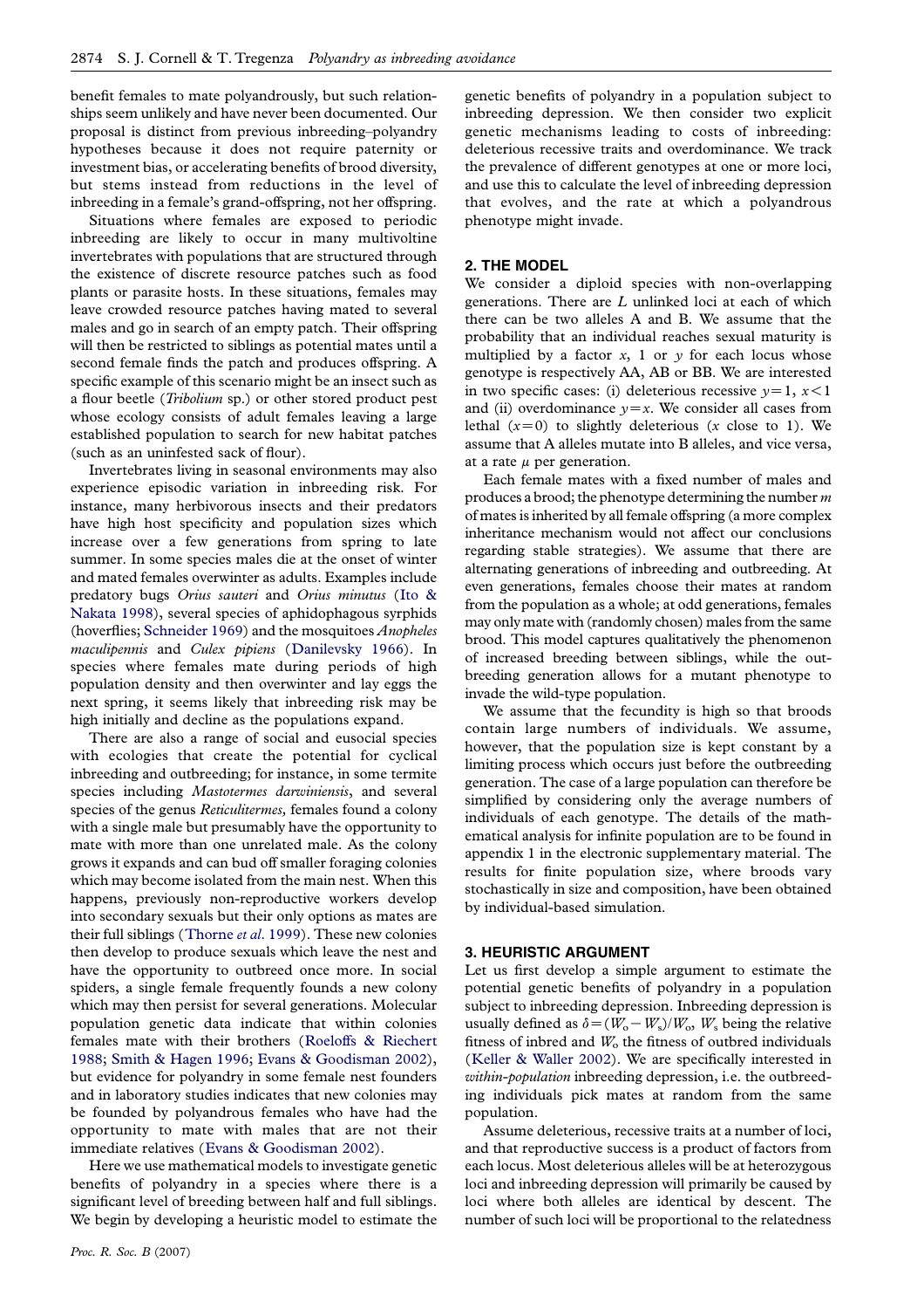benefit females to mate polyandrously, but such relationships seem unlikely and have never been documented. Our proposal is distinct from previous inbreeding–polyandry hypotheses because it does not require paternity or investment bias, or accelerating benefits of brood diversity, but stems instead from reductions in the level of inbreeding in a female's grand-offspring, not her offspring.

Situations where females are exposed to periodic inbreeding are likely to occur in many multivoltine invertebrates with populations that are structured through the existence of discrete resource patches such as food plants or parasite hosts. In these situations, females may leave crowded resource patches having mated to several males and go in search of an empty patch. Their offspring will then be restricted to siblings as potential mates until a second female finds the patch and produces offspring. A specific example of this scenario might be an insect such as a flour beetle (*Tribolium* sp.) or other stored product pest whose ecology consists of adult females leaving a large established population to search for new habitat patches (such as an uninfested sack of flour).

Invertebrates living in seasonal environments may also experience episodic variation in inbreeding risk. For instance, many herbivorous insects and their predators have high host specificity and population sizes which increase over a few generations from spring to late summer. In some species males die at the onset of winter and mated females overwinter as adults. Examples include predatory bugs *Orius sauteri* and *Orius minutus* (Ito & Nakata 1998), several species of aphidophagous syrphids (hoverflies; Schneider 1969) and the mosquitoes *Anopheles maculipennis* and *Culex pipiens* (Danilevsky 1966). In species where females mate during periods of high population density and then overwinter and lay eggs the next spring, it seems likely that inbreeding risk may be high initially and decline as the populations expand.

There are also a range of social and eusocial species with ecologies that create the potential for cyclical inbreeding and outbreeding; for instance, in some termite species including *Mastotermes darwiniensis*, and several species of the genus *Reticulitermes,* females found a colony with a single male but presumably have the opportunity to mate with more than one unrelated male. As the colony grows it expands and can bud off smaller foraging colonies which may become isolated from the main nest. When this happens, previously non-reproductive workers develop into secondary sexuals but their only options as mates are their full siblings (Thorne *et al*. 1999). These new colonies then develop to produce sexuals which leave the nest and have the opportunity to outbreed once more. In social spiders, a single female frequently founds a new colony which may then persist for several generations. Molecular population genetic data indicate that within colonies females mate with their brothers (Roeloffs & Riechert 1988; Smith & Hagen 1996; Evans & Goodisman 2002), but evidence for polyandry in some female nest founders and in laboratory studies indicates that new colonies may be founded by polyandrous females who have had the opportunity to mate with males that are not their immediate relatives (Evans & Goodisman 2002).

Here we use mathematical models to investigate genetic benefits of polyandry in a species where there is a significant level of breeding between half and full siblings. We begin by developing a heuristic model to estimate the genetic benefits of polyandry in a population subject to inbreeding depression. We then consider two explicit genetic mechanisms leading to costs of inbreeding: deleterious recessive traits and overdominance. We track the prevalence of different genotypes at one or more loci, and use this to calculate the level of inbreeding depression that evolves, and the rate at which a polyandrous phenotype might invade.

## 2. THE MODEL

We consider a diploid species with non-overlapping generations. There are $L$ unlinked loci at each of which there can be two alleles A and B. We assume that the probability that an individual reaches sexual maturity is multiplied by a factor $x$, 1 or $y$ for each locus whose genotype is respectively AA, AB or BB. We are interested in two specific cases: (i) deleterious recessive $y=1$, $x<1$ and (ii) overdominance $y=x$. We consider all cases from lethal ($x=0$) to slightly deleterious ($x$ close to 1). We assume that A alleles mutate into B alleles, and vice versa, at a rate $\mu$ per generation.

Each female mates with a fixed number of males and produces a brood; the phenotype determining the number $m$ of mates is inherited by all female offspring (a more complex inheritance mechanism would not affect our conclusions regarding stable strategies). We assume that there are alternating generations of inbreeding and outbreeding. At even generations, females choose their mates at random from the population as a whole; at odd generations, females may only mate with (randomly chosen) males from the same brood. This model captures qualitatively the phenomenon of increased breeding between siblings, while the outbreeding generation allows for a mutant phenotype to invade the wild-type population.

We assume that the fecundity is high so that broods contain large numbers of individuals. We assume, however, that the population size is kept constant by a limiting process which occurs just before the outbreeding generation. The case of a large population can therefore be simplified by considering only the average numbers of individuals of each genotype. The details of the mathematical analysis for infinite population are to be found in appendix 1 in the electronic supplementary material. The results for finite population size, where broods vary stochastically in size and composition, have been obtained by individual-based simulation.

## 3. HEURISTIC ARGUMENT

Let us first develop a simple argument to estimate the potential genetic benefits of polyandry in a population subject to inbreeding depression. Inbreeding depression is usually defined as $\delta=(W_o-W_s)/W_o$, $W_s$ being the relative fitness of inbred and $W_o$ the fitness of outbred individuals (Keller & Waller 2002). We are specifically interested in *within-population* inbreeding depression, i.e. the outbreeding individuals pick mates at random from the same population.

Assume deleterious, recessive traits at a number of loci, and that reproductive success is a product of factors from each locus. Most deleterious alleles will be at heterozygous loci and inbreeding depression will primarily be caused by loci where both alleles are identical by descent. The number of such loci will be proportional to the relatedness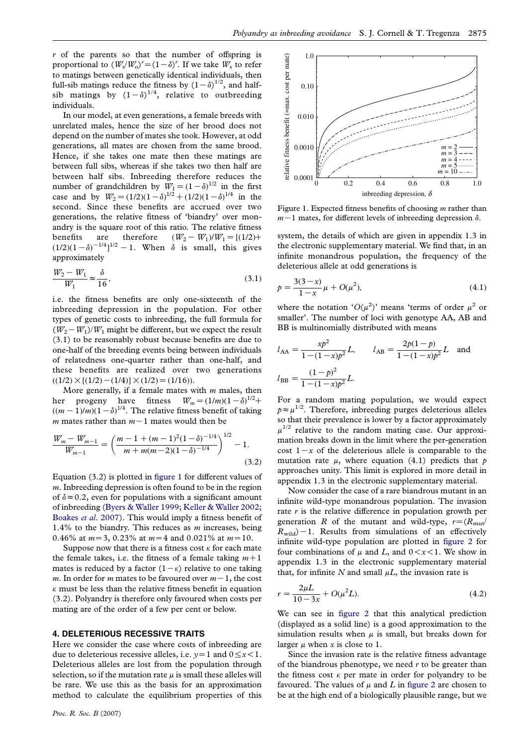$r$ of the parents so that the number of offspring is proportional to $(W_s/W_o)^r = (1-\delta)^r$. If we take $W_s$ to refer to matings between genetically identical individuals, then full-sib matings reduce the fitness by $(1-\delta)^{1/2}$, and half-sib matings by $(1-\delta)^{1/4}$, relative to outbreeding individuals.

In our model, at even generations, a female breeds with unrelated males, hence the size of her brood does not depend on the number of mates she took. However, at odd generations, all mates are chosen from the same brood. Hence, if she takes one mate then these matings are between full sibs, whereas if she takes two then half are between half sibs. Inbreeding therefore reduces the number of grandchildren by $W_1 = (1-\delta)^{1/2}$ in the first case and by $W_2 = (1/2)(1-\delta)^{1/2} + (1/2)(1-\delta)^{1/4}$ in the second. Since these benefits are accrued over two generations, the relative fitness of 'biandry' over monandry is the square root of this ratio. The relative fitness benefits are therefore $(W_2 - W_1)/W_1 = [(1/2) + (1/2)(1-\delta)^{-1/4}]^{1/2} - 1$. When $\delta$ is small, this gives approximately

$$\frac{W_2 - W_1}{W_1} \approx \frac{\delta}{16}, \tag{3.1}$$

i.e. the fitness benefits are only one-sixteenth of the inbreeding depression in the population. For other types of genetic costs to inbreeding, the full formula for $(W_2 - W_1)/W_1$ might be different, but we expect the result (3.1) to be reasonably robust because benefits are due to one-half of the breeding events being between individuals of relatedness one-quarter rather than one-half, and these benefits are realized over two generations $((1/2) \times [(1/2) - (1/4)] \times (1/2) = (1/16))$.

More generally, if a female mates with $m$ males, then her progeny have fitness $W_m = (1/m)(1-\delta)^{1/2} + ((m-1)/m)(1-\delta)^{1/4}$. The relative fitness benefit of taking $m$ mates rather than $m-1$ mates would then be

$$\frac{W_m - W_{m-1}}{W_{m-1}} = \left(\frac{m-1+(m-1)^2(1-\delta)^{-1/4}}{m+m(m-2)(1-\delta)^{-1/4}}\right)^{1/2} - 1. \tag{3.2}$$

Equation (3.2) is plotted in figure 1 for different values of $m$. Inbreeding depression is often found to be in the region of $\delta \approx 0.2$, even for populations with a significant amount of inbreeding (Byers & Waller 1999; Keller & Waller 2002; Boakes *et al*. 2007). This would imply a fitness benefit of 1.4% to the biandry. This reduces as $m$ increases, being 0.46% at $m=3$, 0.23% at $m=4$ and 0.021% at $m=10$.

Suppose now that there is a fitness cost $\kappa$ for each mate the female takes, i.e. the fitness of a female taking $m+1$ mates is reduced by a factor $(1-\kappa)$ relative to one taking $m$. In order for $m$ mates to be favoured over $m-1$, the cost $\kappa$ must be less than the relative fitness benefit in equation (3.2). Polyandry is therefore only favoured when costs per mating are of the order of a few per cent or below.

Figure 1. Expected fitness benefits of choosing $m$ rather than $m-1$ mates, for different levels of inbreeding depression $\delta$.

## 4. DELETERIOUS RECESSIVE TRAITS

Here we consider the case where costs of inbreeding are due to deleterious recessive alleles, i.e. $y=1$ and $0 \le x < 1$. Deleterious alleles are lost from the population through selection, so if the mutation rate $\mu$ is small these alleles will be rare. We use this as the basis for an approximation method to calculate the equilibrium properties of this system, the details of which are given in appendix 1.3 in the electronic supplementary material. We find that, in an infinite monandrous population, the frequency of the deleterious allele at odd generations is

$$p = \frac{3(3-x)}{1-x}\mu + O(\mu^2), \tag{4.1}$$

where the notation '$O(\mu^2)$' means 'terms of order $\mu^2$ or smaller'. The number of loci with genotype AA, AB and BB is multinomially distributed with means

$$l_{AA} = \frac{xp^2}{1-(1-x)p^2}L, \qquad l_{AB} = \frac{2p(1-p)}{1-(1-x)p^2}L \quad \text{and}$$

$$l_{BB} = \frac{(1-p)^2}{1-(1-x)p^2}L.$$

For a random mating population, we would expect $p \approx \mu^{1/2}$. Therefore, inbreeding purges deleterious alleles so that their prevalence is lower by a factor approximately $\mu^{1/2}$ relative to the random mating case. Our approximation breaks down in the limit where the per-generation cost $1-x$ of the deleterious allele is comparable to the mutation rate $\mu$, where equation (4.1) predicts that $p$ approaches unity. This limit is explored in more detail in appendix 1.3 in the electronic supplementary material.

Now consider the case of a rare biandrous mutant in an infinite wild-type monandrous population. The invasion rate $r$ is the relative difference in population growth per generation $R$ of the mutant and wild-type, $r = (R_{\text{mut}}/R_{\text{wild}}) - 1$. Results from simulations of an effectively infinite wild-type population are plotted in figure 2 for four combinations of $\mu$ and $L$, and $0 < x < 1$. We show in appendix 1.3 in the electronic supplementary material that, for infinite $N$ and small $\mu L$, the invasion rate is

$$r = \frac{2\mu L}{10-3x} + O(\mu^2 L). \tag{4.2}$$

We can see in figure 2 that this analytical prediction (displayed as a solid line) is a good approximation to the simulation results when $\mu$ is small, but breaks down for larger $\mu$ when $x$ is close to 1.

Since the invasion rate is the relative fitness advantage of the biandrous phenotype, we need $r$ to be greater than the fitness cost $\kappa$ per mate in order for polyandry to be favoured. The values of $\mu$ and $L$ in figure 2 are chosen to be at the high end of a biologically plausible range, but we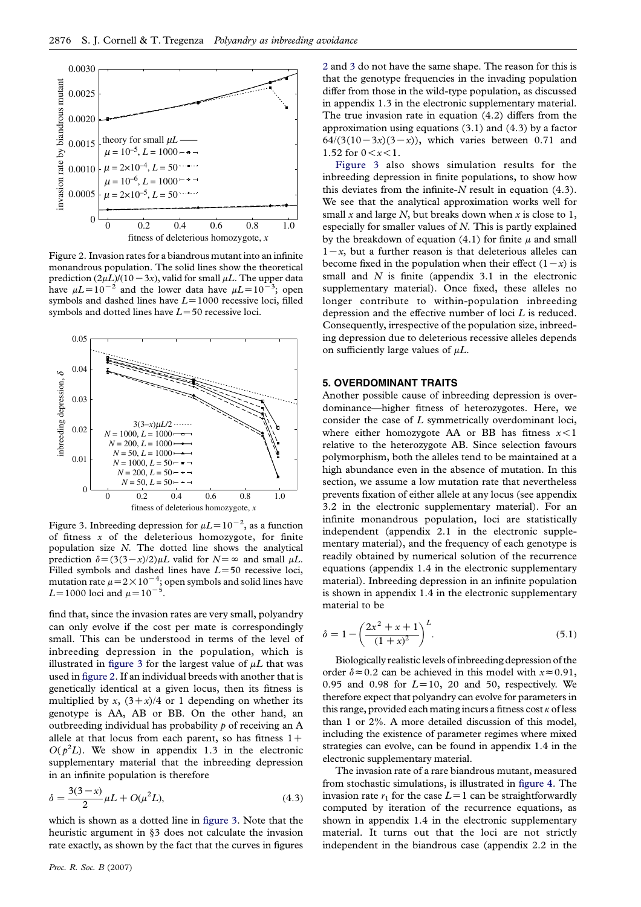Figure 2. Invasion rates for a biandrous mutant into an infinite monandrous population. The solid lines show the theoretical prediction $(2\mu L)/(10-3x)$, valid for small $\mu L$. The upper data have $\mu L = 10^{-2}$ and the lower data have $\mu L = 10^{-3}$; open symbols and dashed lines have $L = 1000$ recessive loci, filled symbols and dotted lines have $L = 50$ recessive loci.

Figure 3. Inbreeding depression for $\mu L = 10^{-2}$, as a function of fitness $x$ of the deleterious homozygote, for finite population size $N$. The dotted line shows the analytical prediction $\delta = (3(3-x)/2)\mu L$ valid for $N = \infty$ and small $\mu L$. Filled symbols and dashed lines have $L = 50$ recessive loci, mutation rate $\mu = 2\times10^{-4}$; open symbols and solid lines have $L = 1000$ loci and $\mu = 10^{-5}$.

find that, since the invasion rates are very small, polyandry can only evolve if the cost per mate is correspondingly small. This can be understood in terms of the level of inbreeding depression in the population, which is illustrated in figure 3 for the largest value of $\mu L$ that was used in figure 2. If an individual breeds with another that is genetically identical at a given locus, then its fitness is multiplied by $x$, $(3+x)/4$ or 1 depending on whether its genotype is AA, AB or BB. On the other hand, an outbreeding individual has probability $p$ of receiving an A allele at that locus from each parent, so has fitness $1 + O(p^2 L)$. We show in appendix 1.3 in the electronic supplementary material that the inbreeding depression in an infinite population is therefore

$$\delta = \frac{3(3-x)}{2}\mu L + O(\mu^2 L), \tag{4.3}$$

which is shown as a dotted line in figure 3. Note that the heuristic argument in §3 does not calculate the invasion rate exactly, as shown by the fact that the curves in figures 2 and 3 do not have the same shape. The reason for this is that the genotype frequencies in the invading population differ from those in the wild-type population, as discussed in appendix 1.3 in the electronic supplementary material. The true invasion rate in equation (4.2) differs from the approximation using equations (3.1) and (4.3) by a factor $64/(3(10-3x)(3-x))$, which varies between 0.71 and 1.52 for $0<x<1$.

Figure 3 also shows simulation results for the inbreeding depression in finite populations, to show how this deviates from the infinite-$N$ result in equation (4.3). We see that the analytical approximation works well for small $x$ and large $N$, but breaks down when $x$ is close to 1, especially for smaller values of $N$. This is partly explained by the breakdown of equation (4.1) for finite $\mu$ and small $1-x$, but a further reason is that deleterious alleles can become fixed in the population when their effect $(1-x)$ is small and $N$ is finite (appendix 3.1 in the electronic supplementary material). Once fixed, these alleles no longer contribute to within-population inbreeding depression and the effective number of loci $L$ is reduced. Consequently, irrespective of the population size, inbreeding depression due to deleterious recessive alleles depends on sufficiently large values of $\mu L$.

## 5. OVERDOMINANT TRAITS

Another possible cause of inbreeding depression is overdominance—higher fitness of heterozygotes. Here, we consider the case of $L$ symmetrically overdominant loci, where either homozygote AA or BB has fitness $x<1$ relative to the heterozygote AB. Since selection favours polymorphism, both the alleles tend to be maintained at a high abundance even in the absence of mutation. In this section, we assume a low mutation rate that nevertheless prevents fixation of either allele at any locus (see appendix 3.2 in the electronic supplementary material). For an infinite monandrous population, loci are statistically independent (appendix 2.1 in the electronic supplementary material), and the frequency of each genotype is readily obtained by numerical solution of the recurrence equations (appendix 1.4 in the electronic supplementary material). Inbreeding depression in an infinite population is shown in appendix 1.4 in the electronic supplementary material to be

$$\delta = 1 - \left(\frac{2x^2+x+1}{(1+x)^2}\right)^L. \tag{5.1}$$

Biologically realistic levels of inbreeding depression of the order $\delta \approx 0.2$ can be achieved in this model with $x \approx 0.91$, 0.95 and 0.98 for $L = 10$, 20 and 50, respectively. We therefore expect that polyandry can evolve for parameters in this range, provided each mating incurs a fitness cost $\kappa$ of less than 1 or 2%. A more detailed discussion of this model, including the existence of parameter regimes where mixed strategies can evolve, can be found in appendix 1.4 in the electronic supplementary material.

The invasion rate of a rare biandrous mutant, measured from stochastic simulations, is illustrated in figure 4. The invasion rate $r_1$ for the case $L = 1$ can be straightforwardly computed by iteration of the recurrence equations, as shown in appendix 1.4 in the electronic supplementary material. It turns out that the loci are not strictly independent in the biandrous case (appendix 2.2 in the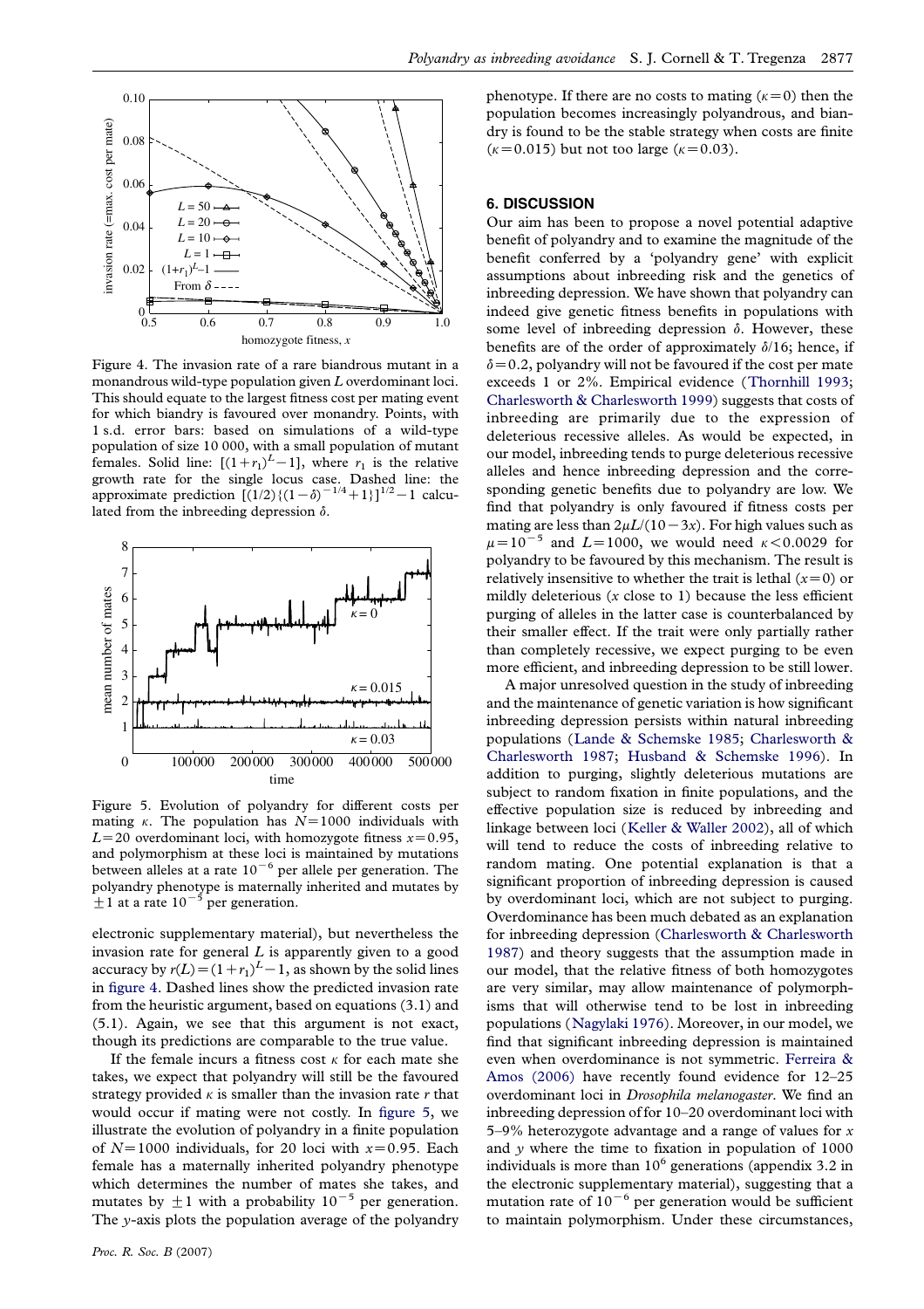Figure 4. The invasion rate of a rare biandrous mutant in a monandrous wild-type population given $L$ overdominant loci. This should equate to the largest fitness cost per mating event for which biandry is favoured over monandry. Points, with 1 s.d. error bars: based on simulations of a wild-type population of size 10 000, with a small population of mutant females. Solid line: $[(1+r_1)^L-1]$, where $r_1$ is the relative growth rate for the single locus case. Dashed line: the approximate prediction $[(1/2)\{(1-\delta)^{-1/4}+1\}]^{1/2}-1$ calculated from the inbreeding depression $\delta$.

Figure 5. Evolution of polyandry for different costs per mating $\kappa$. The population has $N=1000$ individuals with $L=20$ overdominant loci, with homozygote fitness $x=0.95$, and polymorphism at these loci is maintained by mutations between alleles at a rate $10^{-6}$ per allele per generation. The polyandry phenotype is maternally inherited and mutates by $\pm 1$ at a rate $10^{-5}$ per generation.

electronic supplementary material), but nevertheless the invasion rate for general $L$ is apparently given to a good accuracy by $r(L)=(1+r_1)^L-1$, as shown by the solid lines in figure 4. Dashed lines show the predicted invasion rate from the heuristic argument, based on equations (3.1) and (5.1). Again, we see that this argument is not exact, though its predictions are comparable to the true value.

If the female incurs a fitness cost $\kappa$ for each mate she takes, we expect that polyandry will still be the favoured strategy provided $\kappa$ is smaller than the invasion rate $r$ that would occur if mating were not costly. In figure 5, we illustrate the evolution of polyandry in a finite population of $N=1000$ individuals, for 20 loci with $x=0.95$. Each female has a maternally inherited polyandry phenotype which determines the number of mates she takes, and mutates by $\pm 1$ with a probability $10^{-5}$ per generation. The $y$-axis plots the population average of the polyandry phenotype. If there are no costs to mating ($\kappa=0$) then the population becomes increasingly polyandrous, and biandry is found to be the stable strategy when costs are finite ($\kappa=0.015$) but not too large ($\kappa=0.03$).

## 6. DISCUSSION

Our aim has been to propose a novel potential adaptive benefit of polyandry and to examine the magnitude of the benefit conferred by a 'polyandry gene' with explicit assumptions about inbreeding risk and the genetics of inbreeding depression. We have shown that polyandry can indeed give genetic fitness benefits in populations with some level of inbreeding depression $\delta$. However, these benefits are of the order of approximately $\delta/16$; hence, if $\delta=0.2$, polyandry will not be favoured if the cost per mate exceeds 1 or 2%. Empirical evidence (Thornhill 1993; Charlesworth & Charlesworth 1999) suggests that costs of inbreeding are primarily due to the expression of deleterious recessive alleles. As would be expected, in our model, inbreeding tends to purge deleterious recessive alleles and hence inbreeding depression and the corresponding genetic benefits due to polyandry are low. We find that polyandry is only favoured if fitness costs per mating are less than $2\mu L/(10-3x)$. For high values such as $\mu=10^{-5}$ and $L=1000$, we would need $\kappa<0.0029$ for polyandry to be favoured by this mechanism. The result is relatively insensitive to whether the trait is lethal ($x=0$) or mildly deleterious ($x$ close to 1) because the less efficient purging of alleles in the latter case is counterbalanced by their smaller effect. If the trait were only partially rather than completely recessive, we expect purging to be even more efficient, and inbreeding depression to be still lower.

A major unresolved question in the study of inbreeding and the maintenance of genetic variation is how significant inbreeding depression persists within natural inbreeding populations (Lande & Schemske 1985; Charlesworth & Charlesworth 1987; Husband & Schemske 1996). In addition to purging, slightly deleterious mutations are subject to random fixation in finite populations, and the effective population size is reduced by inbreeding and linkage between loci (Keller & Waller 2002), all of which will tend to reduce the costs of inbreeding relative to random mating. One potential explanation is that a significant proportion of inbreeding depression is caused by overdominant loci, which are not subject to purging. Overdominance has been much debated as an explanation for inbreeding depression (Charlesworth & Charlesworth 1987) and theory suggests that the assumption made in our model, that the relative fitness of both homozygotes are very similar, may allow maintenance of polymorphisms that will otherwise tend to be lost in inbreeding populations (Nagylaki 1976). Moreover, in our model, we find that significant inbreeding depression is maintained even when overdominance is not symmetric. Ferreira & Amos (2006) have recently found evidence for 12–25 overdominant loci in *Drosophila melanogaster*. We find an inbreeding depression of for 10–20 overdominant loci with 5–9% heterozygote advantage and a range of values for $x$ and $y$ where the time to fixation in population of 1000 individuals is more than $10^6$ generations (appendix 3.2 in the electronic supplementary material), suggesting that a mutation rate of $10^{-6}$ per generation would be sufficient to maintain polymorphism. Under these circumstances,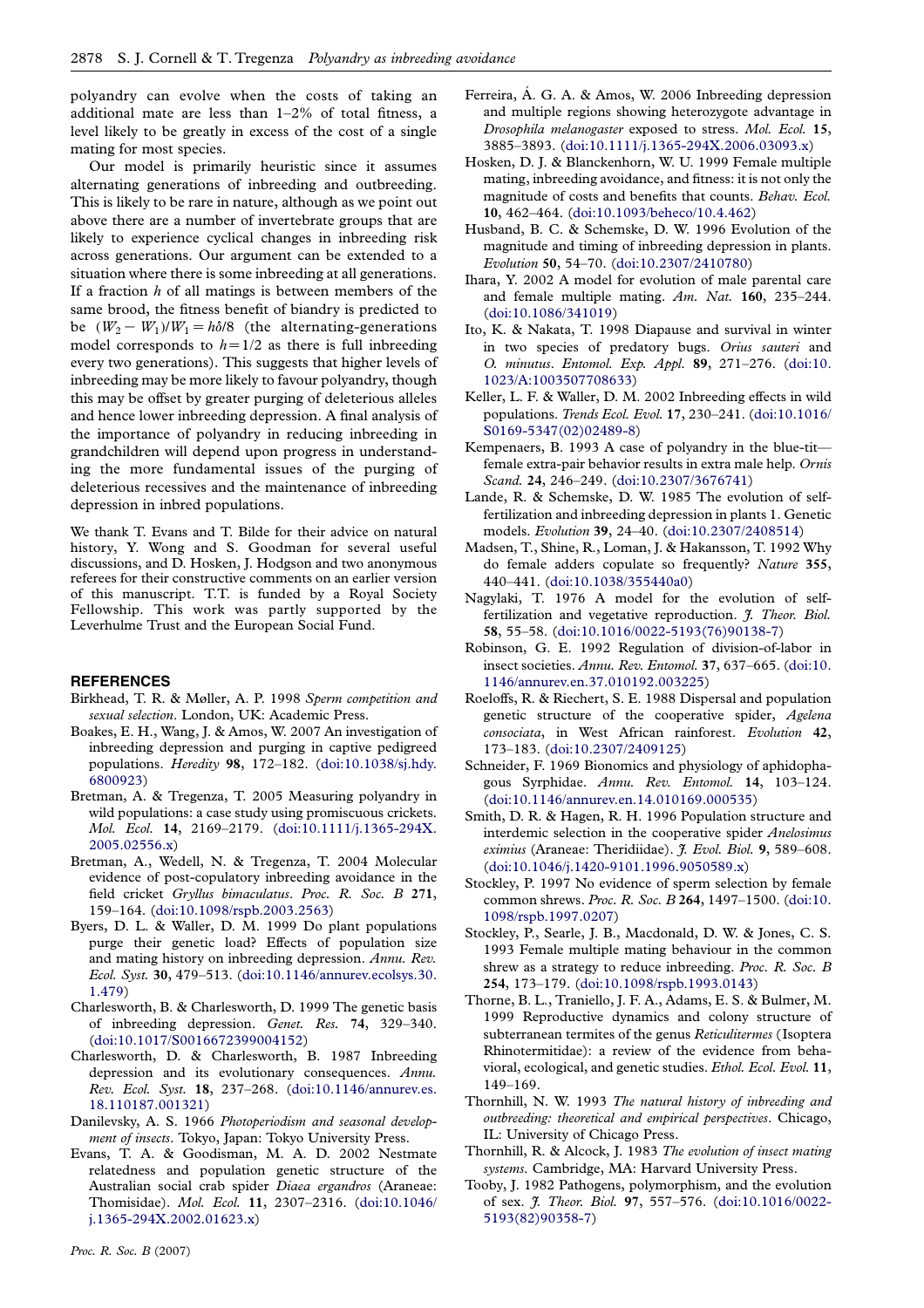polyandry can evolve when the costs of taking an additional mate are less than 1–2% of total fitness, a level likely to be greatly in excess of the cost of a single mating for most species.

Our model is primarily heuristic since it assumes alternating generations of inbreeding and outbreeding. This is likely to be rare in nature, although as we point out above there are a number of invertebrate groups that are likely to experience cyclical changes in inbreeding risk across generations. Our argument can be extended to a situation where there is some inbreeding at all generations. If a fraction $h$ of all matings is between members of the same brood, the fitness benefit of biandry is predicted to be $(W_2 - W_1)/W_1 = h\delta/8$ (the alternating-generations model corresponds to $h = 1/2$ as there is full inbreeding every two generations). This suggests that higher levels of inbreeding may be more likely to favour polyandry, though this may be offset by greater purging of deleterious alleles and hence lower inbreeding depression. A final analysis of the importance of polyandry in reducing inbreeding in grandchildren will depend upon progress in understanding the more fundamental issues of the purging of deleterious recessives and the maintenance of inbreeding depression in inbred populations.

We thank T. Evans and T. Bilde for their advice on natural history, Y. Wong and S. Goodman for several useful discussions, and D. Hosken, J. Hodgson and two anonymous referees for their constructive comments on an earlier version of this manuscript. T.T. is funded by a Royal Society Fellowship. This work was partly supported by the Leverhulme Trust and the European Social Fund.

## REFERENCES

Birkhead, T. R. & Møller, A. P. 1998 *Sperm competition and sexual selection*. London, UK: Academic Press.

Boakes, E. H., Wang, J. & Amos, W. 2007 An investigation of inbreeding depression and purging in captive pedigreed populations. *Heredity* **98**, 172–182. (doi:10.1038/sj.hdy.6800923)

Bretman, A. & Tregenza, T. 2005 Measuring polyandry in wild populations: a case study using promiscuous crickets. *Mol. Ecol.* **14**, 2169–2179. (doi:10.1111/j.1365-294X.2005.02556.x)

Bretman, A., Wedell, N. & Tregenza, T. 2004 Molecular evidence of post-copulatory inbreeding avoidance in the field cricket *Gryllus bimaculatus*. *Proc. R. Soc. B* **271**, 159–164. (doi:10.1098/rspb.2003.2563)

Byers, D. L. & Waller, D. M. 1999 Do plant populations purge their genetic load? Effects of population size and mating history on inbreeding depression. *Annu. Rev. Ecol. Syst.* **30**, 479–513. (doi:10.1146/annurev.ecolsys.30.1.479)

Charlesworth, B. & Charlesworth, D. 1999 The genetic basis of inbreeding depression. *Genet. Res.* **74**, 329–340. (doi:10.1017/S0016672399004152)

Charlesworth, D. & Charlesworth, B. 1987 Inbreeding depression and its evolutionary consequences. *Annu. Rev. Ecol. Syst.* **18**, 237–268. (doi:10.1146/annurev.es.18.110187.001321)

Danilevsky, A. S. 1966 *Photoperiodism and seasonal development of insects*. Tokyo, Japan: Tokyo University Press.

Evans, T. A. & Goodisman, M. A. D. 2002 Nestmate relatedness and population genetic structure of the Australian social crab spider *Diaea ergandros* (Araneae: Thomisidae). *Mol. Ecol.* **11**, 2307–2316. (doi:10.1046/j.1365-294X.2002.01623.x)

Ferreira, Á. G. A. & Amos, W. 2006 Inbreeding depression and multiple regions showing heterozygote advantage in *Drosophila melanogaster* exposed to stress. *Mol. Ecol.* **15**, 3885–3893. (doi:10.1111/j.1365-294X.2006.03093.x)

Hosken, D. J. & Blanckenhorn, W. U. 1999 Female multiple mating, inbreeding avoidance, and fitness: it is not only the magnitude of costs and benefits that counts. *Behav. Ecol.* **10**, 462–464. (doi:10.1093/beheco/10.4.462)

Husband, B. C. & Schemske, D. W. 1996 Evolution of the magnitude and timing of inbreeding depression in plants. *Evolution* **50**, 54–70. (doi:10.2307/2410780)

Ihara, Y. 2002 A model for evolution of male parental care and female multiple mating. *Am. Nat.* **160**, 235–244. (doi:10.1086/341019)

Ito, K. & Nakata, T. 1998 Diapause and survival in winter in two species of predatory bugs. *Orius sauteri* and *O. minutus*. *Entomol. Exp. Appl.* **89**, 271–276. (doi:10.1023/A:1003507708633)

Keller, L. F. & Waller, D. M. 2002 Inbreeding effects in wild populations. *Trends Ecol. Evol.* **17**, 230–241. (doi:10.1016/S0169-5347(02)02489-8)

Kempenaers, B. 1993 A case of polyandry in the blue-tit—female extra-pair behavior results in extra male help. *Ornis Scand.* **24**, 246–249. (doi:10.2307/3676741)

Lande, R. & Schemske, D. W. 1985 The evolution of self-fertilization and inbreeding depression in plants 1. Genetic models. *Evolution* **39**, 24–40. (doi:10.2307/2408514)

Madsen, T., Shine, R., Loman, J. & Hakansson, T. 1992 Why do female adders copulate so frequently? *Nature* **355**, 440–441. (doi:10.1038/355440a0)

Nagylaki, T. 1976 A model for the evolution of self-fertilization and vegetative reproduction. *J. Theor. Biol.* **58**, 55–58. (doi:10.1016/0022-5193(76)90138-7)

Robinson, G. E. 1992 Regulation of division-of-labor in insect societies. *Annu. Rev. Entomol.* **37**, 637–665. (doi:10.1146/annurev.en.37.010192.003225)

Roeloffs, R. & Riechert, S. E. 1988 Dispersal and population genetic structure of the cooperative spider, *Agelena consociata*, in West African rainforest. *Evolution* **42**, 173–183. (doi:10.2307/2409125)

Schneider, F. 1969 Bionomics and physiology of aphidophagous Syrphidae. *Annu. Rev. Entomol.* **14**, 103–124. (doi:10.1146/annurev.en.14.010169.000535)

Smith, D. R. & Hagen, R. H. 1996 Population structure and interdemic selection in the cooperative spider *Anelosimus eximius* (Araneae: Theridiidae). *J. Evol. Biol.* **9**, 589–608. (doi:10.1046/j.1420-9101.1996.9050589.x)

Stockley, P. 1997 No evidence of sperm selection by female common shrews. *Proc. R. Soc. B* **264**, 1497–1500. (doi:10.1098/rspb.1997.0207)

Stockley, P., Searle, J. B., Macdonald, D. W. & Jones, C. S. 1993 Female multiple mating behaviour in the common shrew as a strategy to reduce inbreeding. *Proc. R. Soc. B* **254**, 173–179. (doi:10.1098/rspb.1993.0143)

Thorne, B. L., Traniello, J. F. A., Adams, E. S. & Bulmer, M. 1999 Reproductive dynamics and colony structure of subterranean termites of the genus *Reticulitermes* (Isoptera Rhinotermitidae): a review of the evidence from behavioral, ecological, and genetic studies. *Ethol. Ecol. Evol.* **11**, 149–169.

Thornhill, N. W. 1993 *The natural history of inbreeding and outbreeding: theoretical and empirical perspectives*. Chicago, IL: University of Chicago Press.

Thornhill, R. & Alcock, J. 1983 *The evolution of insect mating systems*. Cambridge, MA: Harvard University Press.

Tooby, J. 1982 Pathogens, polymorphism, and the evolution of sex. *J. Theor. Biol.* **97**, 557–576. (doi:10.1016/0022-5193(82)90358-7)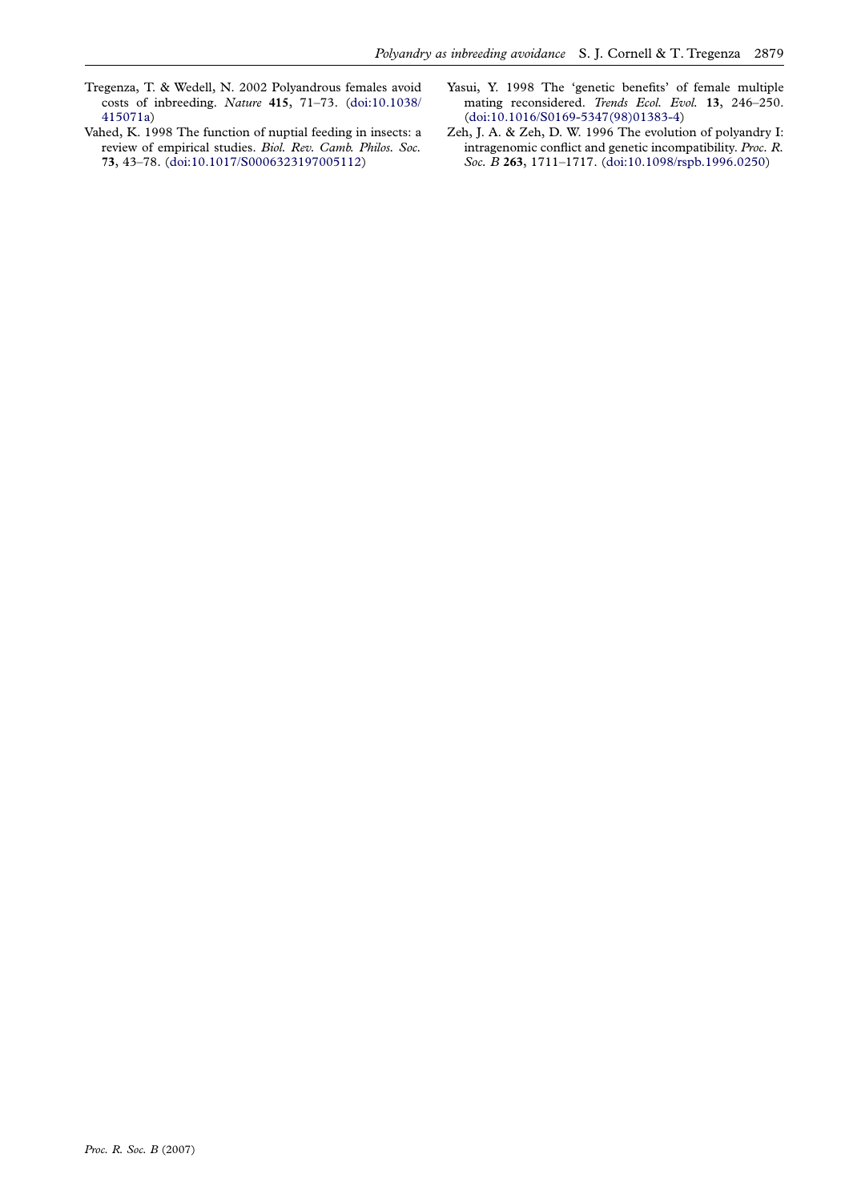Tregenza, T. & Wedell, N. 2002 Polyandrous females avoid costs of inbreeding. *Nature* **415**, 71–73. (doi:10.1038/415071a)

Vahed, K. 1998 The function of nuptial feeding in insects: a review of empirical studies. *Biol. Rev. Camb. Philos. Soc.* **73**, 43–78. (doi:10.1017/S0006323197005112)

Yasui, Y. 1998 The 'genetic benefits' of female multiple mating reconsidered. *Trends Ecol. Evol.* **13**, 246–250. (doi:10.1016/S0169-5347(98)01383-4)

Zeh, J. A. & Zeh, D. W. 1996 The evolution of polyandry I: intragenomic conflict and genetic incompatibility. *Proc. R. Soc. B* **263**, 1711–1717. (doi:10.1098/rspb.1996.0250)